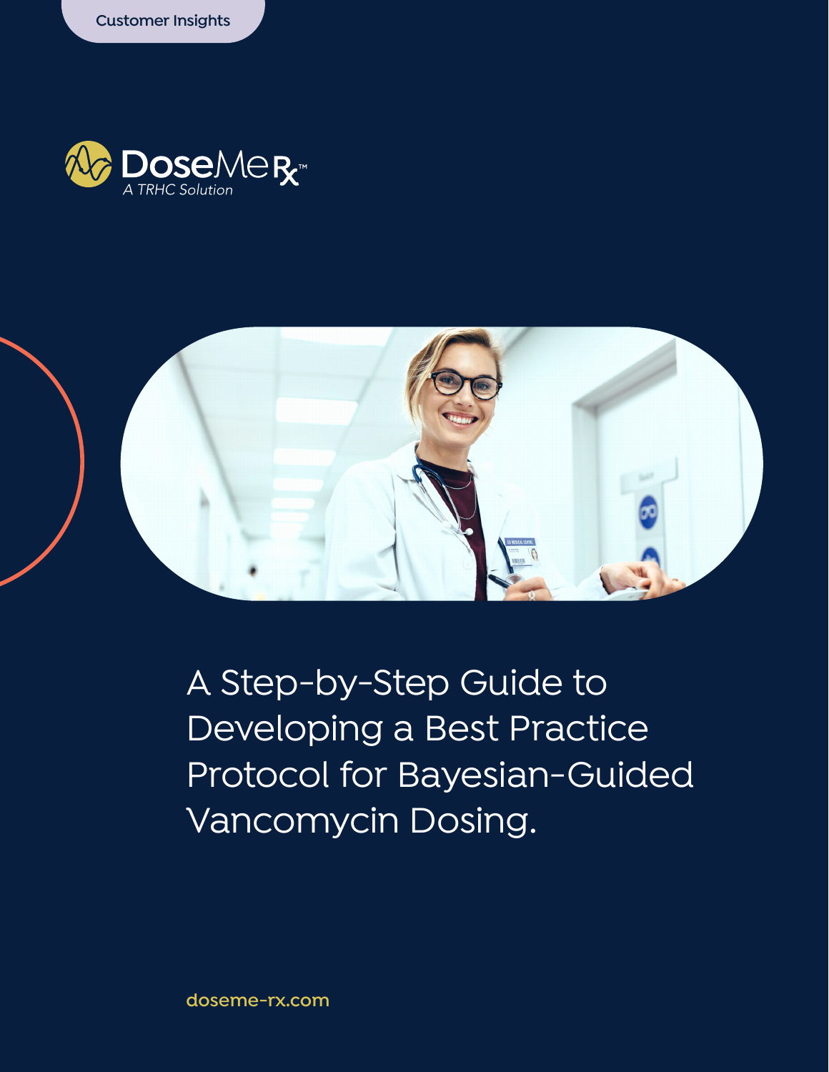Customer Insights

DoseMeRx™
A TRHC Solution

# A Step-by-Step Guide to Developing a Best Practice Protocol for Bayesian-Guided Vancomycin Dosing.

doseme-rx.com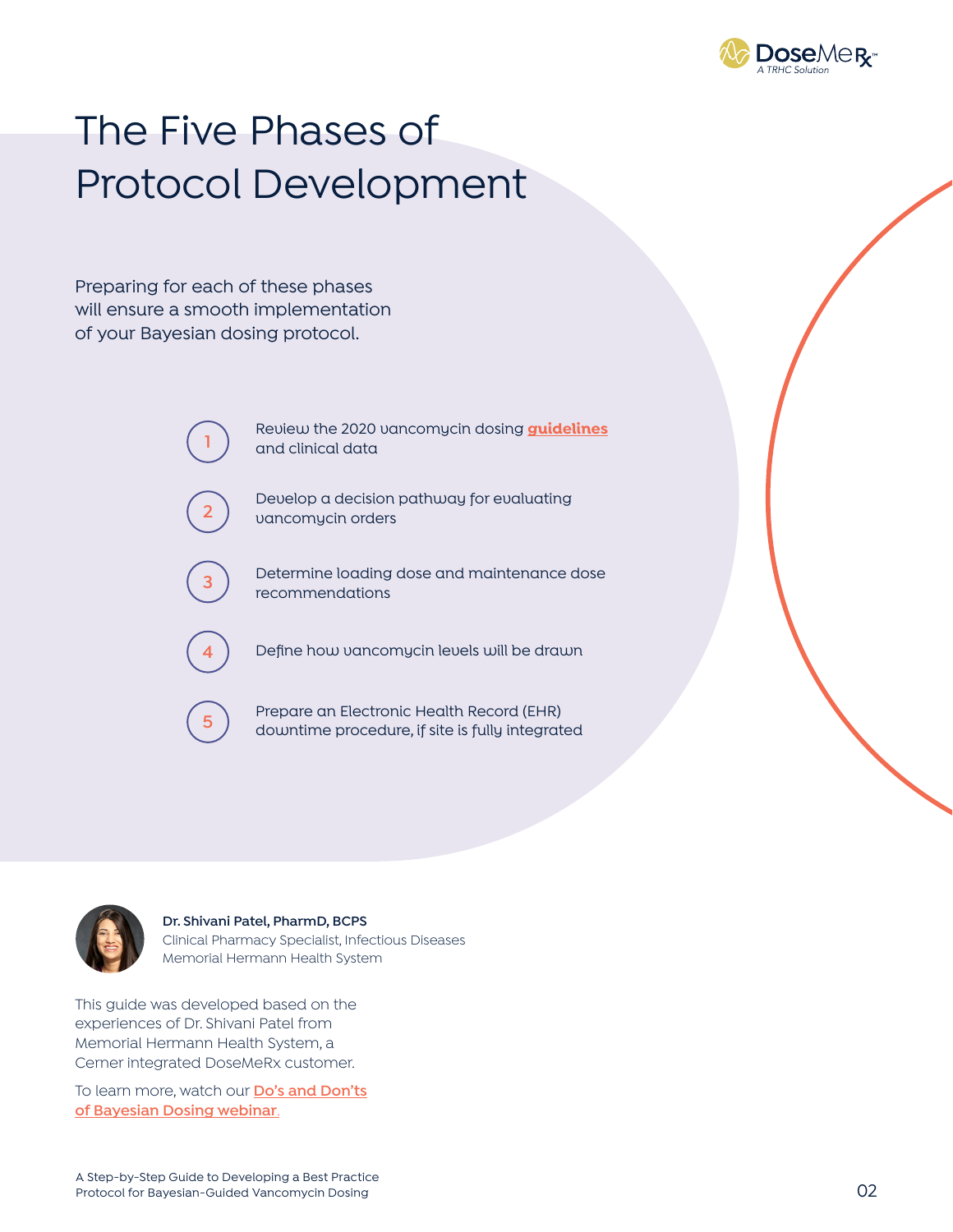# The Five Phases of Protocol Development

Preparing for each of these phases will ensure a smooth implementation of your Bayesian dosing protocol.

1. Review the 2020 vancomycin dosing **guidelines** and clinical data
2. Develop a decision pathway for evaluating vancomycin orders
3. Determine loading dose and maintenance dose recommendations
4. Define how vancomycin levels will be drawn
5. Prepare an Electronic Health Record (EHR) downtime procedure, if site is fully integrated

**Dr. Shivani Patel, PharmD, BCPS**
Clinical Pharmacy Specialist, Infectious Diseases
Memorial Hermann Health System

This guide was developed based on the experiences of Dr. Shivani Patel from Memorial Hermann Health System, a Cerner integrated DoseMeRx customer.

To learn more, watch our Do's and Don'ts of Bayesian Dosing webinar.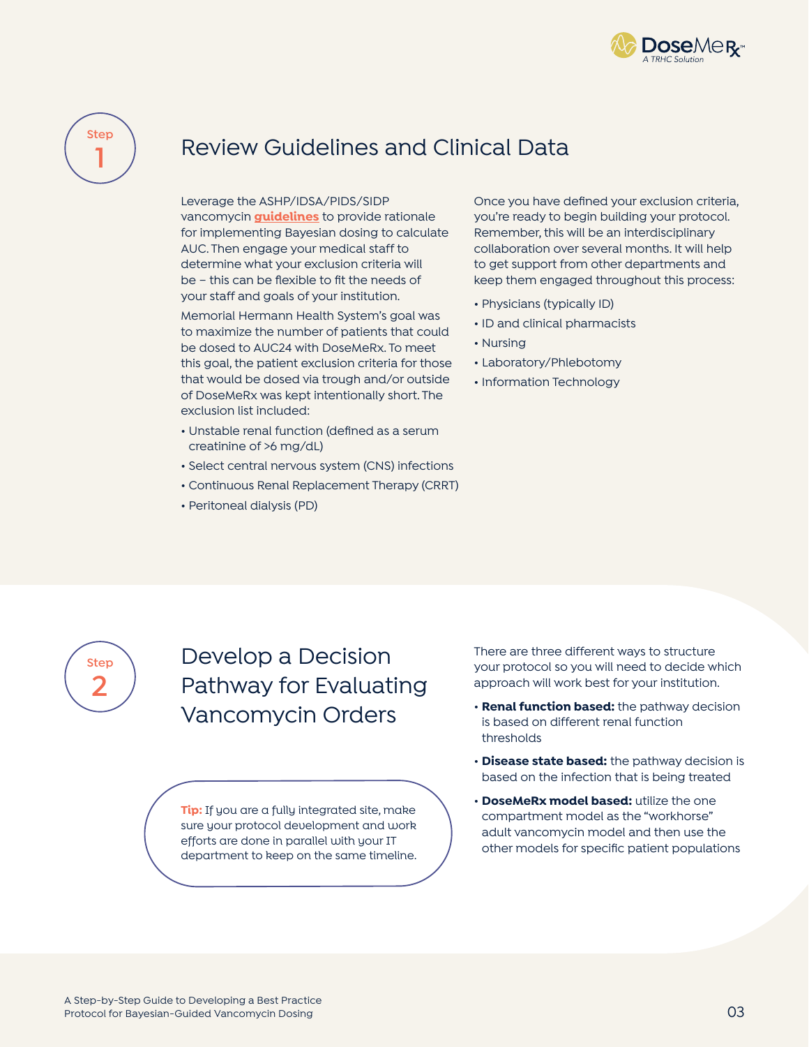## Step 1

# Review Guidelines and Clinical Data

Leverage the ASHP/IDSA/PIDS/SIDP vancomycin **guidelines** to provide rationale for implementing Bayesian dosing to calculate AUC. Then engage your medical staff to determine what your exclusion criteria will be – this can be flexible to fit the needs of your staff and goals of your institution.

Memorial Hermann Health System's goal was to maximize the number of patients that could be dosed to AUC24 with DoseMeRx. To meet this goal, the patient exclusion criteria for those that would be dosed via trough and/or outside of DoseMeRx was kept intentionally short. The exclusion list included:

- Unstable renal function (defined as a serum creatinine of >6 mg/dL)
- Select central nervous system (CNS) infections
- Continuous Renal Replacement Therapy (CRRT)
- Peritoneal dialysis (PD)

Once you have defined your exclusion criteria, you're ready to begin building your protocol. Remember, this will be an interdisciplinary collaboration over several months. It will help to get support from other departments and keep them engaged throughout this process:

- Physicians (typically ID)
- ID and clinical pharmacists
- Nursing
- Laboratory/Phlebotomy
- Information Technology

## Step 2

# Develop a Decision Pathway for Evaluating Vancomycin Orders

**Tip:** If you are a fully integrated site, make sure your protocol development and work efforts are done in parallel with your IT department to keep on the same timeline.

There are three different ways to structure your protocol so you will need to decide which approach will work best for your institution.

- **Renal function based:** the pathway decision is based on different renal function thresholds
- **Disease state based:** the pathway decision is based on the infection that is being treated
- **DoseMeRx model based:** utilize the one compartment model as the "workhorse" adult vancomycin model and then use the other models for specific patient populations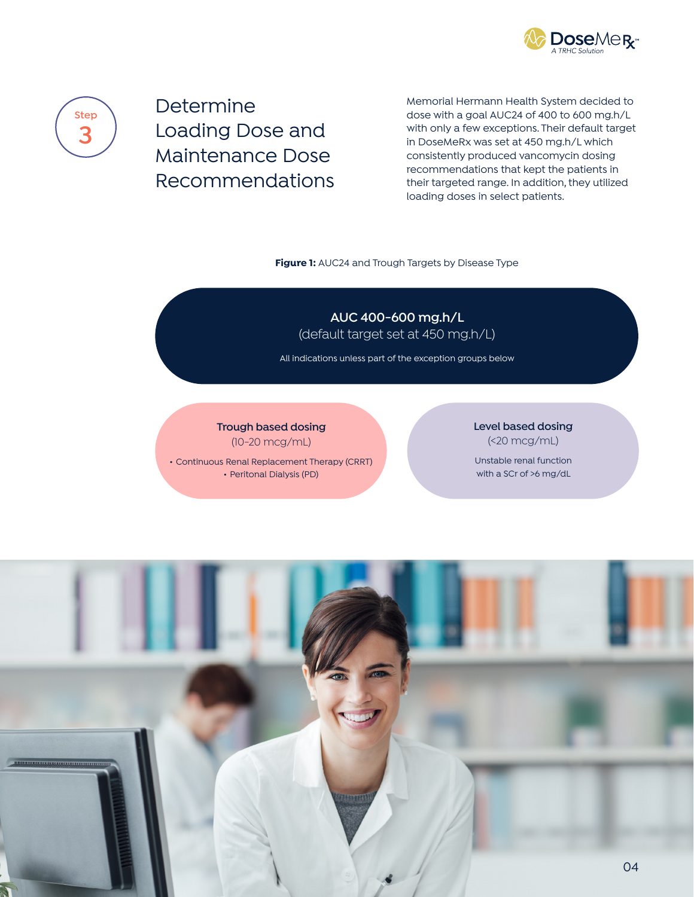Step 3

# Determine Loading Dose and Maintenance Dose Recommendations

Memorial Hermann Health System decided to dose with a goal AUC24 of 400 to 600 mg.h/L with only a few exceptions. Their default target in DoseMeRx was set at 450 mg.h/L which consistently produced vancomycin dosing recommendations that kept the patients in their targeted range. In addition, they utilized loading doses in select patients.

**Figure 1:** AUC24 and Trough Targets by Disease Type

**AUC 400-600 mg.h/L**
(default target set at 450 mg.h/L)

All indications unless part of the exception groups below

**Trough based dosing**
(10-20 mcg/mL)

- Continuous Renal Replacement Therapy (CRRT)
- Peritonal Dialysis (PD)

**Level based dosing**
(<20 mcg/mL)

Unstable renal function with a SCr of >6 mg/dL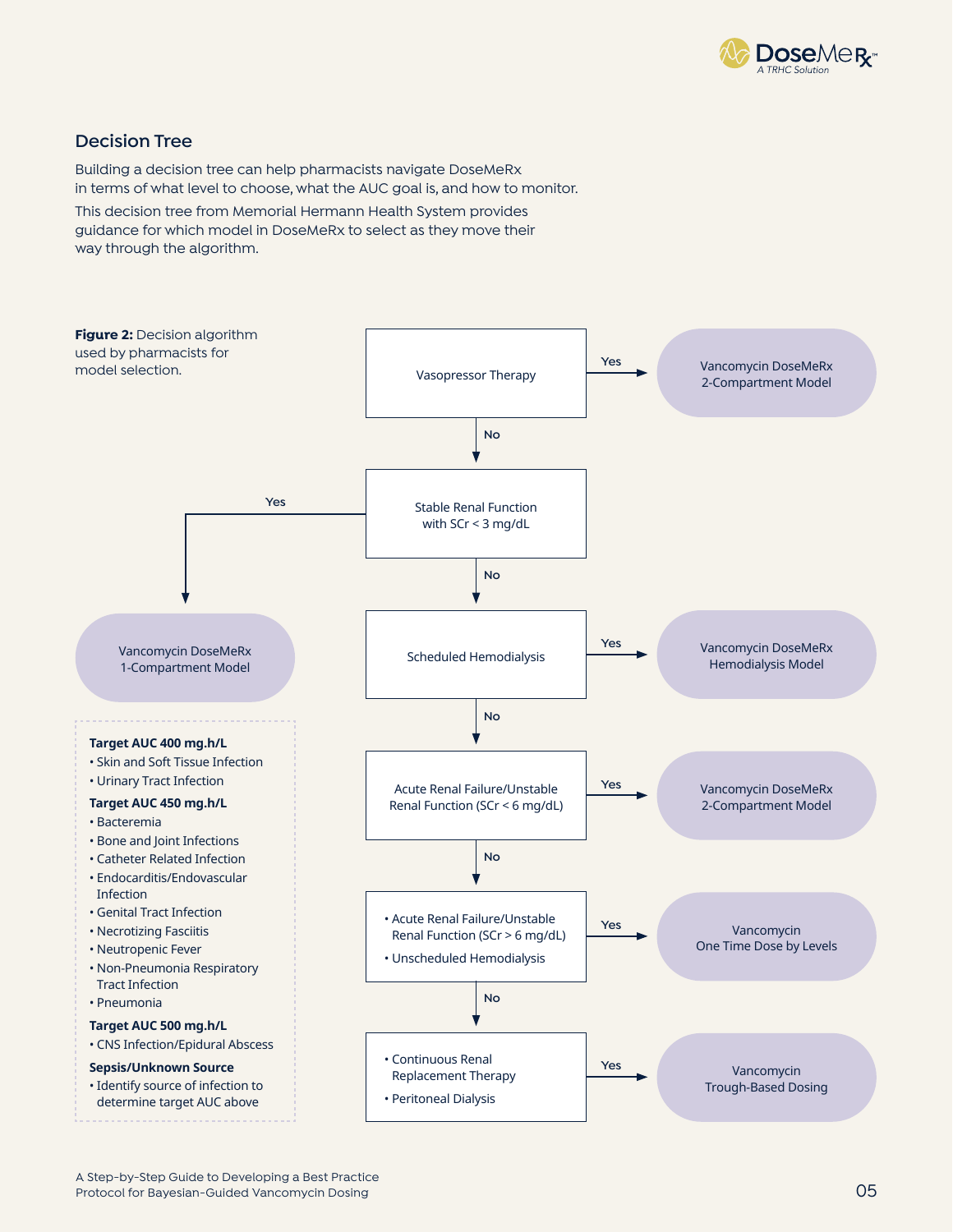## Decision Tree

Building a decision tree can help pharmacists navigate DoseMeRx in terms of what level to choose, what the AUC goal is, and how to monitor.

This decision tree from Memorial Hermann Health System provides guidance for which model in DoseMeRx to select as they move their way through the algorithm.

**Figure 2:** Decision algorithm used by pharmacists for model selection.

- **Vasopressor Therapy**
  - Yes → Vancomycin DoseMeRx 2-Compartment Model
  - No → **Stable Renal Function with SCr < 3 mg/dL**
    - Yes → Vancomycin DoseMeRx 1-Compartment Model
    - No → **Scheduled Hemodialysis**
      - Yes → Vancomycin DoseMeRx Hemodialysis Model
      - No → **Acute Renal Failure/Unstable Renal Function (SCr < 6 mg/dL)**
        - Yes → Vancomycin DoseMeRx 2-Compartment Model
        - No → **Acute Renal Failure/Unstable Renal Function (SCr > 6 mg/dL); Unscheduled Hemodialysis**
          - Yes → Vancomycin One Time Dose by Levels
          - No → **Continuous Renal Replacement Therapy; Peritoneal Dialysis**
            - Yes → Vancomycin Trough-Based Dosing

**Target AUC 400 mg.h/L**
- Skin and Soft Tissue Infection
- Urinary Tract Infection

**Target AUC 450 mg.h/L**
- Bacteremia
- Bone and Joint Infections
- Catheter Related Infection
- Endocarditis/Endovascular Infection
- Genital Tract Infection
- Necrotizing Fasciitis
- Neutropenic Fever
- Non-Pneumonia Respiratory Tract Infection
- Pneumonia

**Target AUC 500 mg.h/L**
- CNS Infection/Epidural Abscess

**Sepsis/Unknown Source**
- Identify source of infection to determine target AUC above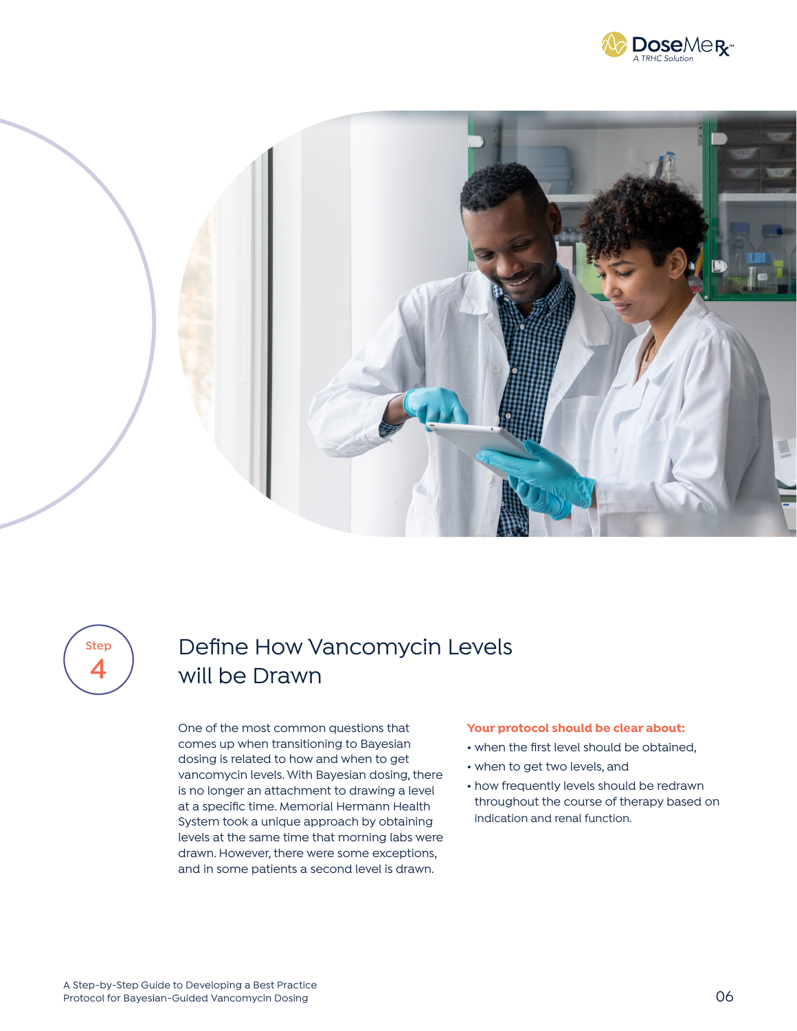Step 4

# Define How Vancomycin Levels will be Drawn

One of the most common questions that comes up when transitioning to Bayesian dosing is related to how and when to get vancomycin levels. With Bayesian dosing, there is no longer an attachment to drawing a level at a specific time. Memorial Hermann Health System took a unique approach by obtaining levels at the same time that morning labs were drawn. However, there were some exceptions, and in some patients a second level is drawn.

**Your protocol should be clear about:**

- when the first level should be obtained,
- when to get two levels, and
- how frequently levels should be redrawn throughout the course of therapy based on indication and renal function.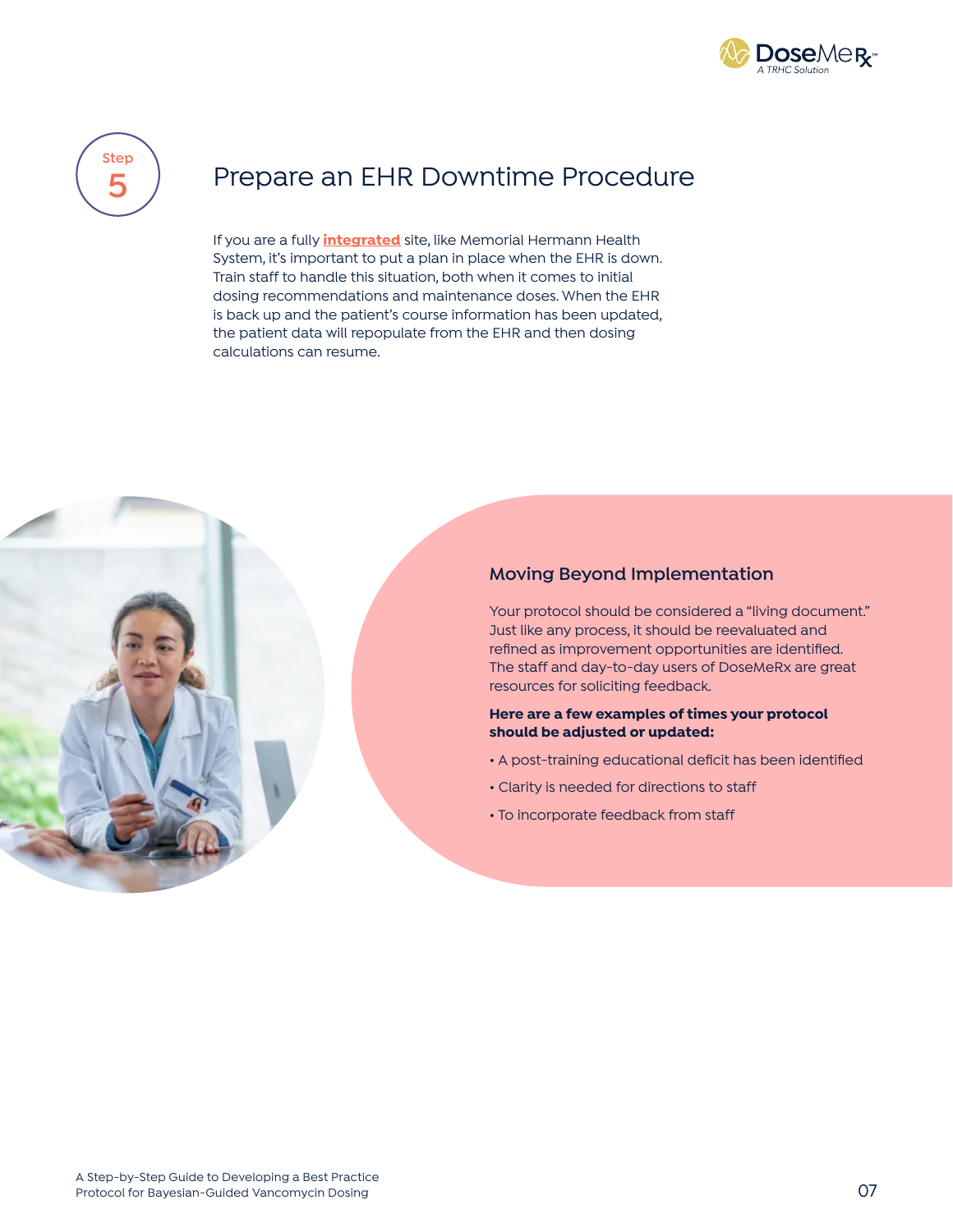Step 5

# Prepare an EHR Downtime Procedure

If you are a fully **integrated** site, like Memorial Hermann Health System, it's important to put a plan in place when the EHR is down. Train staff to handle this situation, both when it comes to initial dosing recommendations and maintenance doses. When the EHR is back up and the patient's course information has been updated, the patient data will repopulate from the EHR and then dosing calculations can resume.

## Moving Beyond Implementation

Your protocol should be considered a "living document." Just like any process, it should be reevaluated and refined as improvement opportunities are identified. The staff and day-to-day users of DoseMeRx are great resources for soliciting feedback.

**Here are a few examples of times your protocol should be adjusted or updated:**

- A post-training educational deficit has been identified
- Clarity is needed for directions to staff
- To incorporate feedback from staff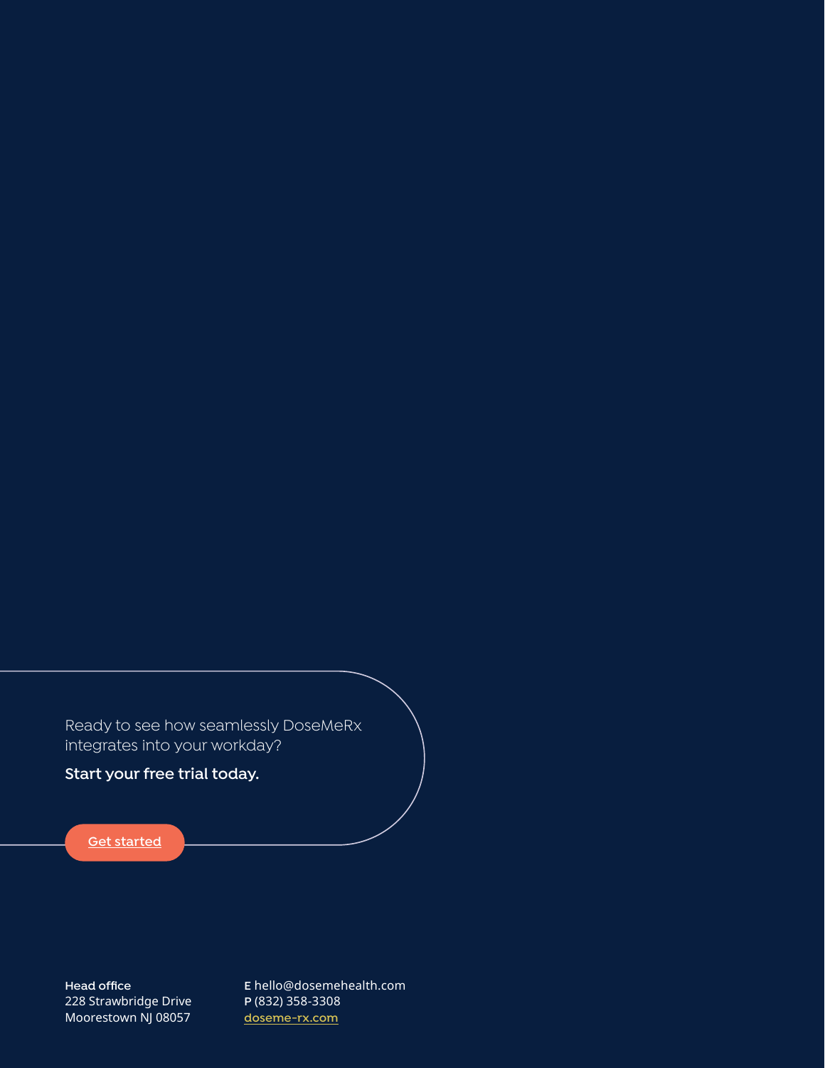Ready to see how seamlessly DoseMeRx integrates into your workday?

**Start your free trial today.**

Get started

**Head office**
228 Strawbridge Drive
Moorestown NJ 08057

**E** hello@dosemehealth.com
**P** (832) 358-3308
doseme-rx.com